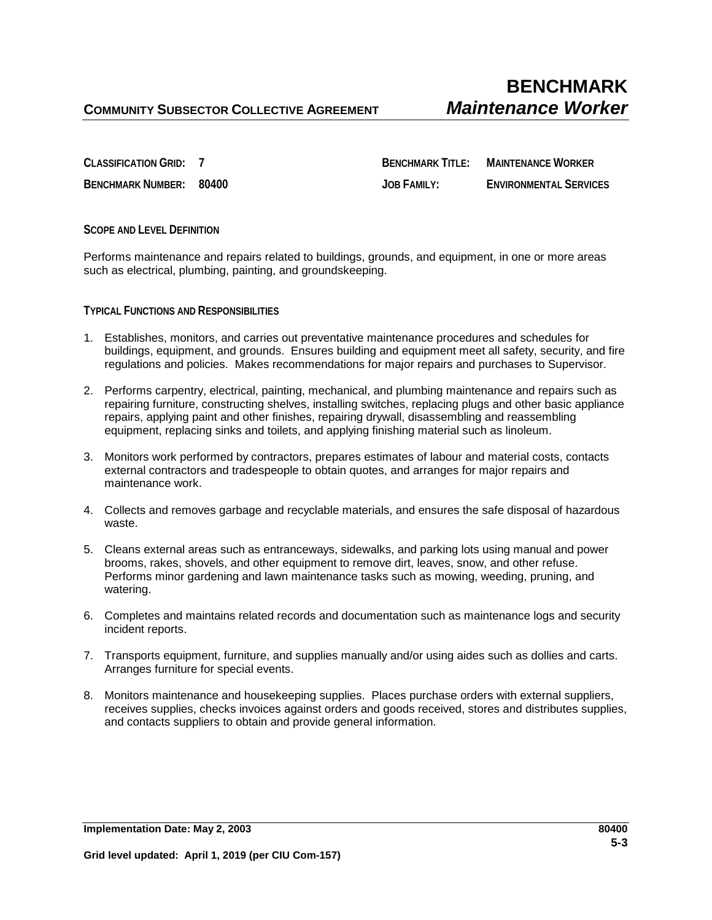# BENCHMARK

**COMMUNITY SUBSECTOR COLLECTIVE AGREEMENT** ***Maintenance Worker***

| | | | |
|---|---|---|---|
| **CLASSIFICATION GRID:** | **7** | **BENCHMARK TITLE:** | **MAINTENANCE WORKER** |
| **BENCHMARK NUMBER:** | **80400** | **JOB FAMILY:** | **ENVIRONMENTAL SERVICES** |

## SCOPE AND LEVEL DEFINITION

Performs maintenance and repairs related to buildings, grounds, and equipment, in one or more areas such as electrical, plumbing, painting, and groundskeeping.

## TYPICAL FUNCTIONS AND RESPONSIBILITIES

1. Establishes, monitors, and carries out preventative maintenance procedures and schedules for buildings, equipment, and grounds. Ensures building and equipment meet all safety, security, and fire regulations and policies. Makes recommendations for major repairs and purchases to Supervisor.
2. Performs carpentry, electrical, painting, mechanical, and plumbing maintenance and repairs such as repairing furniture, constructing shelves, installing switches, replacing plugs and other basic appliance repairs, applying paint and other finishes, repairing drywall, disassembling and reassembling equipment, replacing sinks and toilets, and applying finishing material such as linoleum.
3. Monitors work performed by contractors, prepares estimates of labour and material costs, contacts external contractors and tradespeople to obtain quotes, and arranges for major repairs and maintenance work.
4. Collects and removes garbage and recyclable materials, and ensures the safe disposal of hazardous waste.
5. Cleans external areas such as entranceways, sidewalks, and parking lots using manual and power brooms, rakes, shovels, and other equipment to remove dirt, leaves, snow, and other refuse. Performs minor gardening and lawn maintenance tasks such as mowing, weeding, pruning, and watering.
6. Completes and maintains related records and documentation such as maintenance logs and security incident reports.
7. Transports equipment, furniture, and supplies manually and/or using aides such as dollies and carts. Arranges furniture for special events.
8. Monitors maintenance and housekeeping supplies. Places purchase orders with external suppliers, receives supplies, checks invoices against orders and goods received, stores and distributes supplies, and contacts suppliers to obtain and provide general information.

**Implementation Date: May 2, 2003**

**Grid level updated: April 1, 2019 (per CIU Com-157)**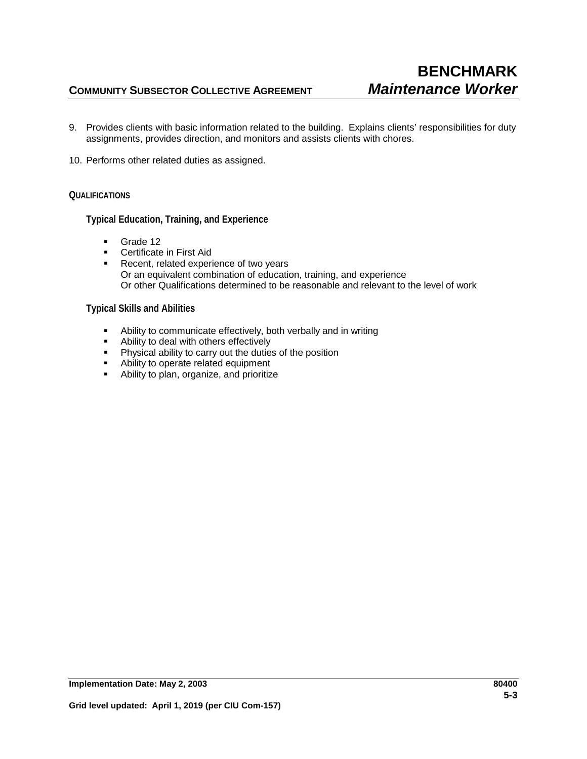9. Provides clients with basic information related to the building. Explains clients' responsibilities for duty assignments, provides direction, and monitors and assists clients with chores.

10. Performs other related duties as assigned.

## QUALIFICATIONS

### Typical Education, Training, and Experience

- Grade 12
- Certificate in First Aid
- Recent, related experience of two years
  Or an equivalent combination of education, training, and experience
  Or other Qualifications determined to be reasonable and relevant to the level of work

### Typical Skills and Abilities

- Ability to communicate effectively, both verbally and in writing
- Ability to deal with others effectively
- Physical ability to carry out the duties of the position
- Ability to operate related equipment
- Ability to plan, organize, and prioritize